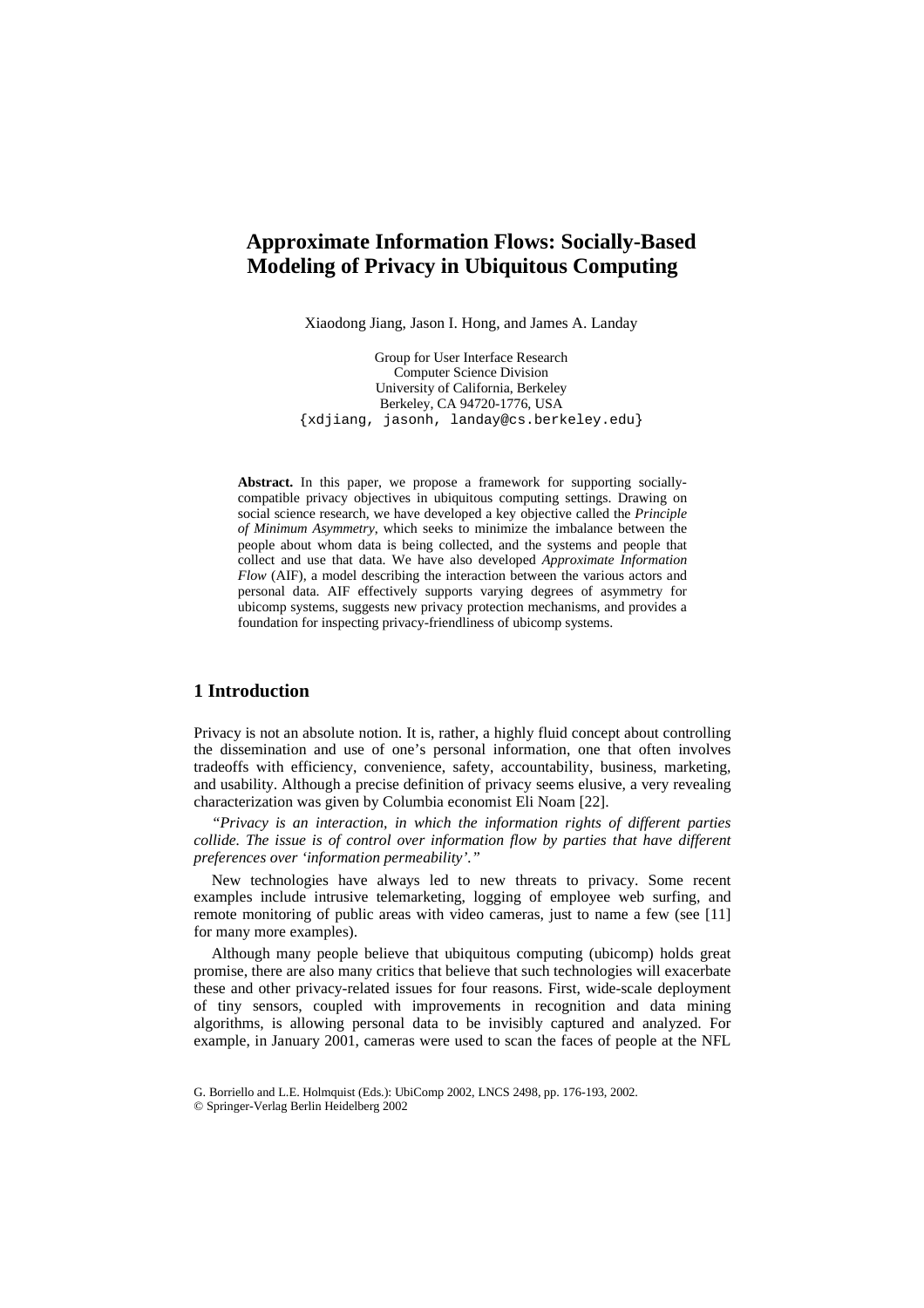# Approximate Information Flows: Socially-Based Modeling of Privacy in Ubiquitous Computing

Xiaodong Jiang, Jason I. Hong, and James A. Landay

Group for User Interface Research
Computer Science Division
University of California, Berkeley
Berkeley, CA 94720-1776, USA
{xdjiang, jasonh, landay@cs.berkeley.edu}

**Abstract.** In this paper, we propose a framework for supporting socially-compatible privacy objectives in ubiquitous computing settings. Drawing on social science research, we have developed a key objective called the *Principle of Minimum Asymmetry*, which seeks to minimize the imbalance between the people about whom data is being collected, and the systems and people that collect and use that data. We have also developed *Approximate Information Flow* (AIF), a model describing the interaction between the various actors and personal data. AIF effectively supports varying degrees of asymmetry for ubicomp systems, suggests new privacy protection mechanisms, and provides a foundation for inspecting privacy-friendliness of ubicomp systems.

## 1 Introduction

Privacy is not an absolute notion. It is, rather, a highly fluid concept about controlling the dissemination and use of one's personal information, one that often involves tradeoffs with efficiency, convenience, safety, accountability, business, marketing, and usability. Although a precise definition of privacy seems elusive, a very revealing characterization was given by Columbia economist Eli Noam [22].

*"Privacy is an interaction, in which the information rights of different parties collide. The issue is of control over information flow by parties that have different preferences over 'information permeability'."*

New technologies have always led to new threats to privacy. Some recent examples include intrusive telemarketing, logging of employee web surfing, and remote monitoring of public areas with video cameras, just to name a few (see [11] for many more examples).

Although many people believe that ubiquitous computing (ubicomp) holds great promise, there are also many critics that believe that such technologies will exacerbate these and other privacy-related issues for four reasons. First, wide-scale deployment of tiny sensors, coupled with improvements in recognition and data mining algorithms, is allowing personal data to be invisibly captured and analyzed. For example, in January 2001, cameras were used to scan the faces of people at the NFL

G. Borriello and L.E. Holmquist (Eds.): UbiComp 2002, LNCS 2498, pp. 176-193, 2002.
© Springer-Verlag Berlin Heidelberg 2002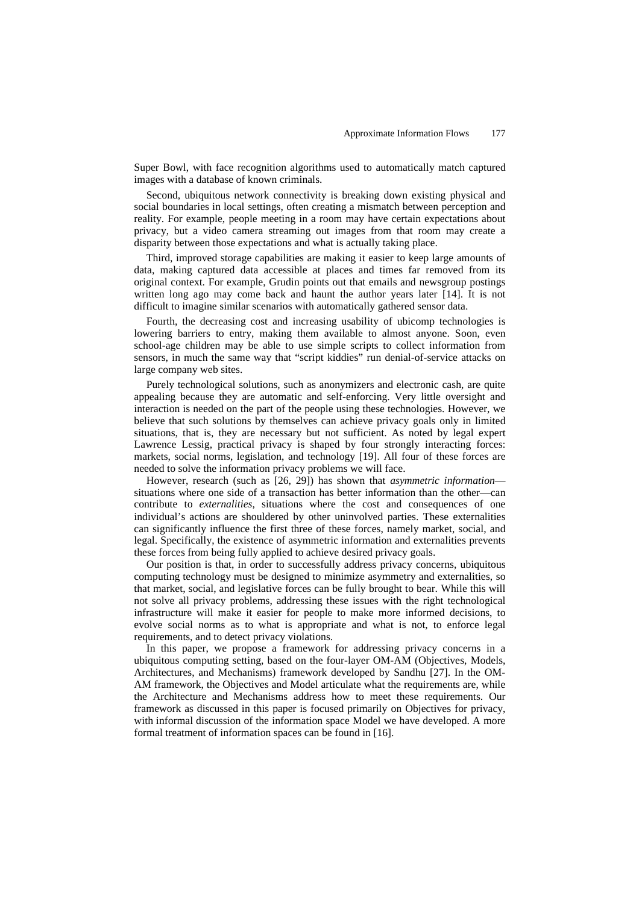Super Bowl, with face recognition algorithms used to automatically match captured images with a database of known criminals.

Second, ubiquitous network connectivity is breaking down existing physical and social boundaries in local settings, often creating a mismatch between perception and reality. For example, people meeting in a room may have certain expectations about privacy, but a video camera streaming out images from that room may create a disparity between those expectations and what is actually taking place.

Third, improved storage capabilities are making it easier to keep large amounts of data, making captured data accessible at places and times far removed from its original context. For example, Grudin points out that emails and newsgroup postings written long ago may come back and haunt the author years later [14]. It is not difficult to imagine similar scenarios with automatically gathered sensor data.

Fourth, the decreasing cost and increasing usability of ubicomp technologies is lowering barriers to entry, making them available to almost anyone. Soon, even school-age children may be able to use simple scripts to collect information from sensors, in much the same way that "script kiddies" run denial-of-service attacks on large company web sites.

Purely technological solutions, such as anonymizers and electronic cash, are quite appealing because they are automatic and self-enforcing. Very little oversight and interaction is needed on the part of the people using these technologies. However, we believe that such solutions by themselves can achieve privacy goals only in limited situations, that is, they are necessary but not sufficient. As noted by legal expert Lawrence Lessig, practical privacy is shaped by four strongly interacting forces: markets, social norms, legislation, and technology [19]. All four of these forces are needed to solve the information privacy problems we will face.

However, research (such as [26, 29]) has shown that *asymmetric information*—situations where one side of a transaction has better information than the other—can contribute to *externalities*, situations where the cost and consequences of one individual's actions are shouldered by other uninvolved parties. These externalities can significantly influence the first three of these forces, namely market, social, and legal. Specifically, the existence of asymmetric information and externalities prevents these forces from being fully applied to achieve desired privacy goals.

Our position is that, in order to successfully address privacy concerns, ubiquitous computing technology must be designed to minimize asymmetry and externalities, so that market, social, and legislative forces can be fully brought to bear. While this will not solve all privacy problems, addressing these issues with the right technological infrastructure will make it easier for people to make more informed decisions, to evolve social norms as to what is appropriate and what is not, to enforce legal requirements, and to detect privacy violations.

In this paper, we propose a framework for addressing privacy concerns in a ubiquitous computing setting, based on the four-layer OM-AM (Objectives, Models, Architectures, and Mechanisms) framework developed by Sandhu [27]. In the OM-AM framework, the Objectives and Model articulate what the requirements are, while the Architecture and Mechanisms address how to meet these requirements. Our framework as discussed in this paper is focused primarily on Objectives for privacy, with informal discussion of the information space Model we have developed. A more formal treatment of information spaces can be found in [16].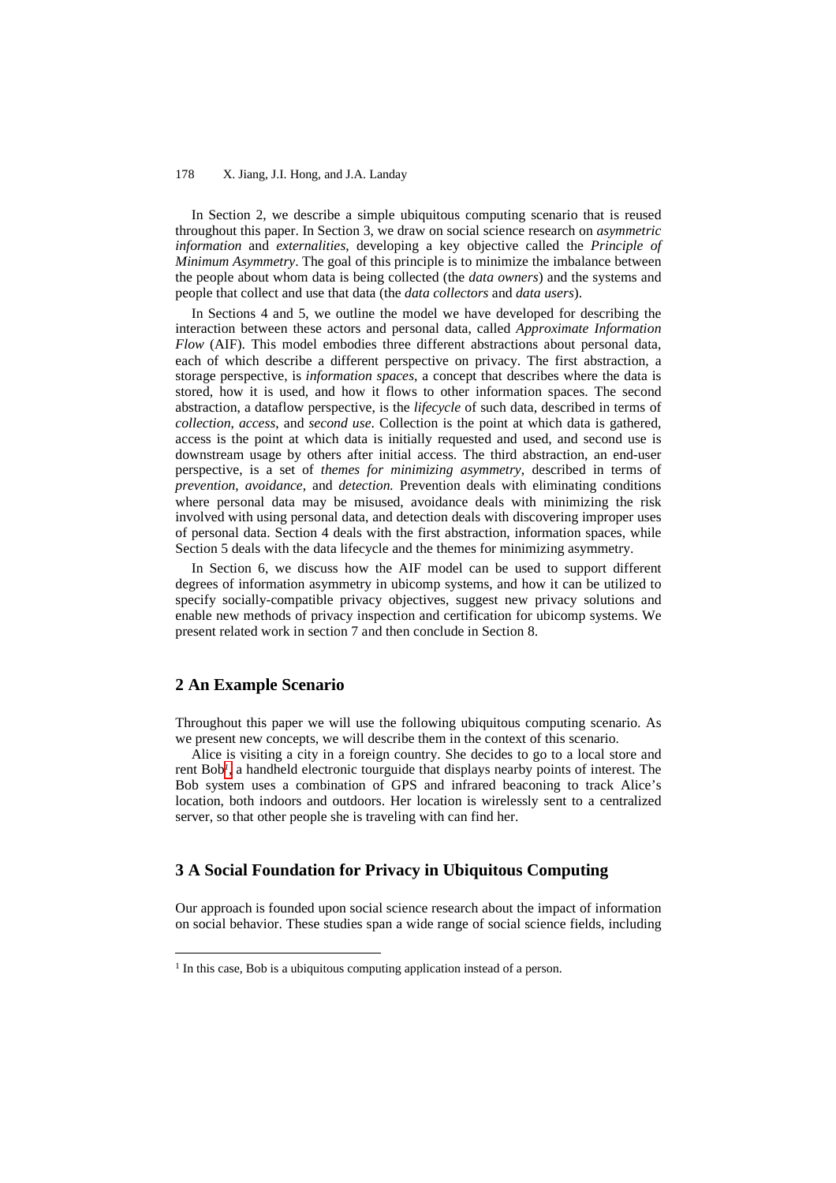In Section 2, we describe a simple ubiquitous computing scenario that is reused throughout this paper. In Section 3, we draw on social science research on *asymmetric information* and *externalities*, developing a key objective called the *Principle of Minimum Asymmetry*. The goal of this principle is to minimize the imbalance between the people about whom data is being collected (the *data owners*) and the systems and people that collect and use that data (the *data collectors* and *data users*).

In Sections 4 and 5, we outline the model we have developed for describing the interaction between these actors and personal data, called *Approximate Information Flow* (AIF). This model embodies three different abstractions about personal data, each of which describe a different perspective on privacy. The first abstraction, a storage perspective, is *information spaces*, a concept that describes where the data is stored, how it is used, and how it flows to other information spaces. The second abstraction, a dataflow perspective, is the *lifecycle* of such data, described in terms of *collection*, *access*, and *second use*. Collection is the point at which data is gathered, access is the point at which data is initially requested and used, and second use is downstream usage by others after initial access. The third abstraction, an end-user perspective, is a set of *themes for minimizing asymmetry*, described in terms of *prevention*, *avoidance*, and *detection.* Prevention deals with eliminating conditions where personal data may be misused, avoidance deals with minimizing the risk involved with using personal data, and detection deals with discovering improper uses of personal data. Section 4 deals with the first abstraction, information spaces, while Section 5 deals with the data lifecycle and the themes for minimizing asymmetry.

In Section 6, we discuss how the AIF model can be used to support different degrees of information asymmetry in ubicomp systems, and how it can be utilized to specify socially-compatible privacy objectives, suggest new privacy solutions and enable new methods of privacy inspection and certification for ubicomp systems. We present related work in section 7 and then conclude in Section 8.

## 2 An Example Scenario

Throughout this paper we will use the following ubiquitous computing scenario. As we present new concepts, we will describe them in the context of this scenario.

Alice is visiting a city in a foreign country. She decides to go to a local store and rent Bob[1], a handheld electronic tourguide that displays nearby points of interest. The Bob system uses a combination of GPS and infrared beaconing to track Alice's location, both indoors and outdoors. Her location is wirelessly sent to a centralized server, so that other people she is traveling with can find her.

## 3 A Social Foundation for Privacy in Ubiquitous Computing

Our approach is founded upon social science research about the impact of information on social behavior. These studies span a wide range of social science fields, including

[1] In this case, Bob is a ubiquitous computing application instead of a person.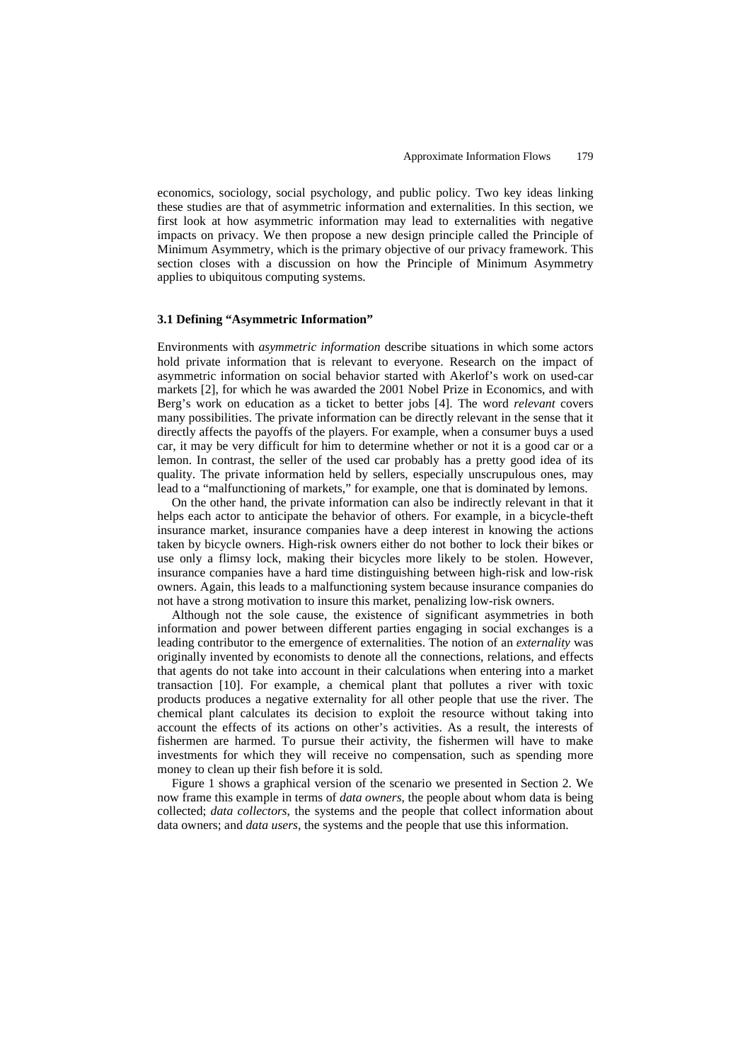economics, sociology, social psychology, and public policy. Two key ideas linking these studies are that of asymmetric information and externalities. In this section, we first look at how asymmetric information may lead to externalities with negative impacts on privacy. We then propose a new design principle called the Principle of Minimum Asymmetry, which is the primary objective of our privacy framework. This section closes with a discussion on how the Principle of Minimum Asymmetry applies to ubiquitous computing systems.

### 3.1 Defining "Asymmetric Information"

Environments with *asymmetric information* describe situations in which some actors hold private information that is relevant to everyone. Research on the impact of asymmetric information on social behavior started with Akerlof's work on used-car markets [2], for which he was awarded the 2001 Nobel Prize in Economics, and with Berg's work on education as a ticket to better jobs [4]. The word *relevant* covers many possibilities. The private information can be directly relevant in the sense that it directly affects the payoffs of the players. For example, when a consumer buys a used car, it may be very difficult for him to determine whether or not it is a good car or a lemon. In contrast, the seller of the used car probably has a pretty good idea of its quality. The private information held by sellers, especially unscrupulous ones, may lead to a "malfunctioning of markets," for example, one that is dominated by lemons.

On the other hand, the private information can also be indirectly relevant in that it helps each actor to anticipate the behavior of others. For example, in a bicycle-theft insurance market, insurance companies have a deep interest in knowing the actions taken by bicycle owners. High-risk owners either do not bother to lock their bikes or use only a flimsy lock, making their bicycles more likely to be stolen. However, insurance companies have a hard time distinguishing between high-risk and low-risk owners. Again, this leads to a malfunctioning system because insurance companies do not have a strong motivation to insure this market, penalizing low-risk owners.

Although not the sole cause, the existence of significant asymmetries in both information and power between different parties engaging in social exchanges is a leading contributor to the emergence of externalities. The notion of an *externality* was originally invented by economists to denote all the connections, relations, and effects that agents do not take into account in their calculations when entering into a market transaction [10]. For example, a chemical plant that pollutes a river with toxic products produces a negative externality for all other people that use the river. The chemical plant calculates its decision to exploit the resource without taking into account the effects of its actions on other's activities. As a result, the interests of fishermen are harmed. To pursue their activity, the fishermen will have to make investments for which they will receive no compensation, such as spending more money to clean up their fish before it is sold.

Figure 1 shows a graphical version of the scenario we presented in Section 2. We now frame this example in terms of *data owners*, the people about whom data is being collected; *data collectors*, the systems and the people that collect information about data owners; and *data users*, the systems and the people that use this information.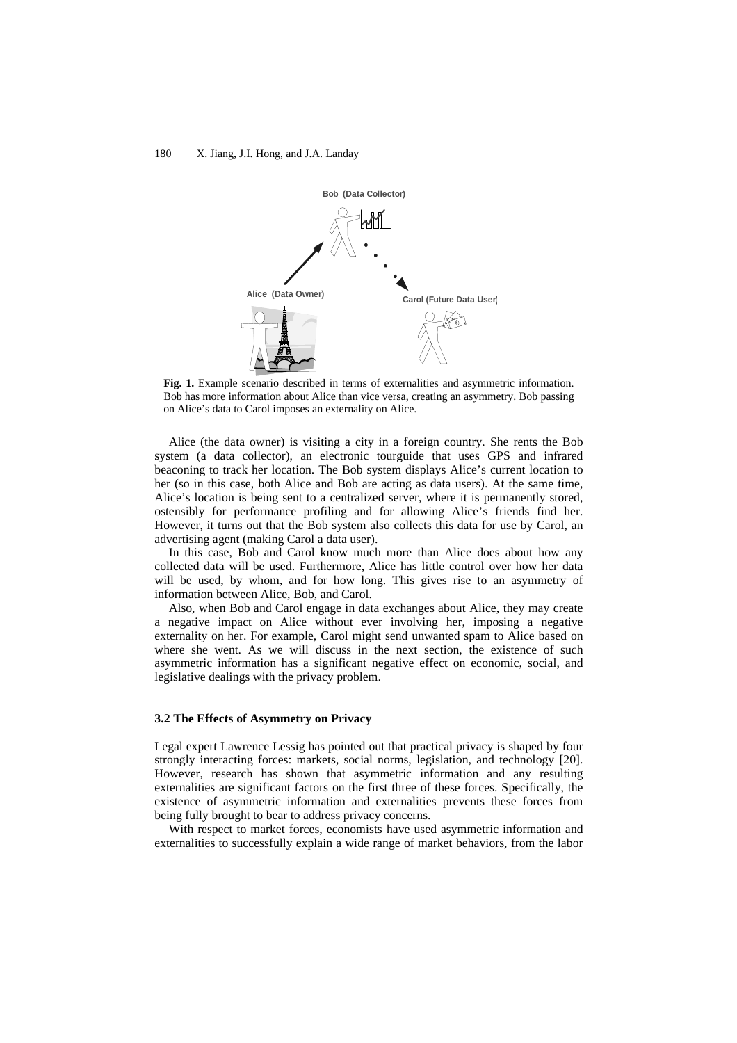Bob (Data Collector)

Alice (Data Owner)

Carol (Future Data User)

**Fig. 1.** Example scenario described in terms of externalities and asymmetric information. Bob has more information about Alice than vice versa, creating an asymmetry. Bob passing on Alice's data to Carol imposes an externality on Alice.

Alice (the data owner) is visiting a city in a foreign country. She rents the Bob system (a data collector), an electronic tourguide that uses GPS and infrared beaconing to track her location. The Bob system displays Alice's current location to her (so in this case, both Alice and Bob are acting as data users). At the same time, Alice's location is being sent to a centralized server, where it is permanently stored, ostensibly for performance profiling and for allowing Alice's friends find her. However, it turns out that the Bob system also collects this data for use by Carol, an advertising agent (making Carol a data user).

In this case, Bob and Carol know much more than Alice does about how any collected data will be used. Furthermore, Alice has little control over how her data will be used, by whom, and for how long. This gives rise to an asymmetry of information between Alice, Bob, and Carol.

Also, when Bob and Carol engage in data exchanges about Alice, they may create a negative impact on Alice without ever involving her, imposing a negative externality on her. For example, Carol might send unwanted spam to Alice based on where she went. As we will discuss in the next section, the existence of such asymmetric information has a significant negative effect on economic, social, and legislative dealings with the privacy problem.

### 3.2 The Effects of Asymmetry on Privacy

Legal expert Lawrence Lessig has pointed out that practical privacy is shaped by four strongly interacting forces: markets, social norms, legislation, and technology [20]. However, research has shown that asymmetric information and any resulting externalities are significant factors on the first three of these forces. Specifically, the existence of asymmetric information and externalities prevents these forces from being fully brought to bear to address privacy concerns.

With respect to market forces, economists have used asymmetric information and externalities to successfully explain a wide range of market behaviors, from the labor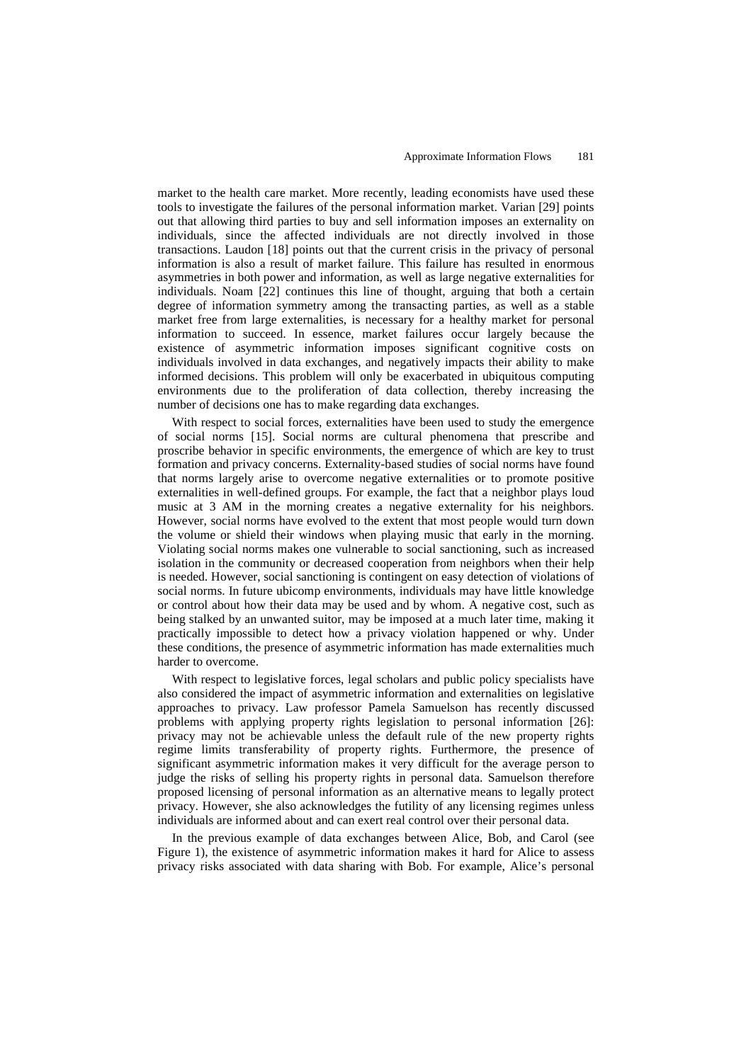market to the health care market. More recently, leading economists have used these tools to investigate the failures of the personal information market. Varian [29] points out that allowing third parties to buy and sell information imposes an externality on individuals, since the affected individuals are not directly involved in those transactions. Laudon [18] points out that the current crisis in the privacy of personal information is also a result of market failure. This failure has resulted in enormous asymmetries in both power and information, as well as large negative externalities for individuals. Noam [22] continues this line of thought, arguing that both a certain degree of information symmetry among the transacting parties, as well as a stable market free from large externalities, is necessary for a healthy market for personal information to succeed. In essence, market failures occur largely because the existence of asymmetric information imposes significant cognitive costs on individuals involved in data exchanges, and negatively impacts their ability to make informed decisions. This problem will only be exacerbated in ubiquitous computing environments due to the proliferation of data collection, thereby increasing the number of decisions one has to make regarding data exchanges.

With respect to social forces, externalities have been used to study the emergence of social norms [15]. Social norms are cultural phenomena that prescribe and proscribe behavior in specific environments, the emergence of which are key to trust formation and privacy concerns. Externality-based studies of social norms have found that norms largely arise to overcome negative externalities or to promote positive externalities in well-defined groups. For example, the fact that a neighbor plays loud music at 3 AM in the morning creates a negative externality for his neighbors. However, social norms have evolved to the extent that most people would turn down the volume or shield their windows when playing music that early in the morning. Violating social norms makes one vulnerable to social sanctioning, such as increased isolation in the community or decreased cooperation from neighbors when their help is needed. However, social sanctioning is contingent on easy detection of violations of social norms. In future ubicomp environments, individuals may have little knowledge or control about how their data may be used and by whom. A negative cost, such as being stalked by an unwanted suitor, may be imposed at a much later time, making it practically impossible to detect how a privacy violation happened or why. Under these conditions, the presence of asymmetric information has made externalities much harder to overcome.

With respect to legislative forces, legal scholars and public policy specialists have also considered the impact of asymmetric information and externalities on legislative approaches to privacy. Law professor Pamela Samuelson has recently discussed problems with applying property rights legislation to personal information [26]: privacy may not be achievable unless the default rule of the new property rights regime limits transferability of property rights. Furthermore, the presence of significant asymmetric information makes it very difficult for the average person to judge the risks of selling his property rights in personal data. Samuelson therefore proposed licensing of personal information as an alternative means to legally protect privacy. However, she also acknowledges the futility of any licensing regimes unless individuals are informed about and can exert real control over their personal data.

In the previous example of data exchanges between Alice, Bob, and Carol (see Figure 1), the existence of asymmetric information makes it hard for Alice to assess privacy risks associated with data sharing with Bob. For example, Alice's personal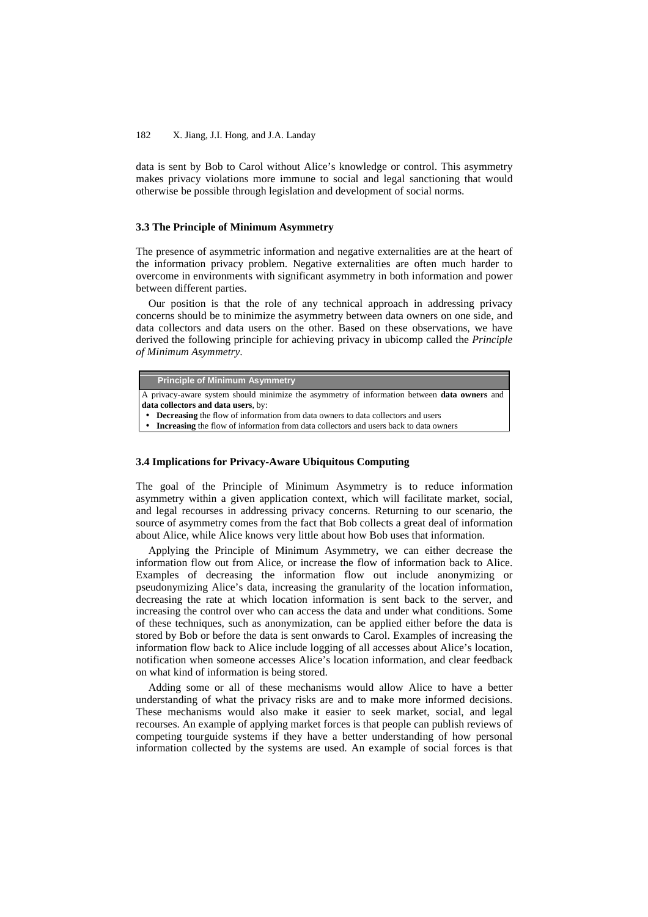data is sent by Bob to Carol without Alice's knowledge or control. This asymmetry makes privacy violations more immune to social and legal sanctioning that would otherwise be possible through legislation and development of social norms.

### 3.3 The Principle of Minimum Asymmetry

The presence of asymmetric information and negative externalities are at the heart of the information privacy problem. Negative externalities are often much harder to overcome in environments with significant asymmetry in both information and power between different parties.

Our position is that the role of any technical approach in addressing privacy concerns should be to minimize the asymmetry between data owners on one side, and data collectors and data users on the other. Based on these observations, we have derived the following principle for achieving privacy in ubicomp called the *Principle of Minimum Asymmetry*.

**Principle of Minimum Asymmetry**

A privacy-aware system should minimize the asymmetry of information between **data owners** and **data collectors and data users**, by:

- **Decreasing** the flow of information from data owners to data collectors and users
- **Increasing** the flow of information from data collectors and users back to data owners

### 3.4 Implications for Privacy-Aware Ubiquitous Computing

The goal of the Principle of Minimum Asymmetry is to reduce information asymmetry within a given application context, which will facilitate market, social, and legal recourses in addressing privacy concerns. Returning to our scenario, the source of asymmetry comes from the fact that Bob collects a great deal of information about Alice, while Alice knows very little about how Bob uses that information.

Applying the Principle of Minimum Asymmetry, we can either decrease the information flow out from Alice, or increase the flow of information back to Alice. Examples of decreasing the information flow out include anonymizing or pseudonymizing Alice's data, increasing the granularity of the location information, decreasing the rate at which location information is sent back to the server, and increasing the control over who can access the data and under what conditions. Some of these techniques, such as anonymization, can be applied either before the data is stored by Bob or before the data is sent onwards to Carol. Examples of increasing the information flow back to Alice include logging of all accesses about Alice's location, notification when someone accesses Alice's location information, and clear feedback on what kind of information is being stored.

Adding some or all of these mechanisms would allow Alice to have a better understanding of what the privacy risks are and to make more informed decisions. These mechanisms would also make it easier to seek market, social, and legal recourses. An example of applying market forces is that people can publish reviews of competing tourguide systems if they have a better understanding of how personal information collected by the systems are used. An example of social forces is that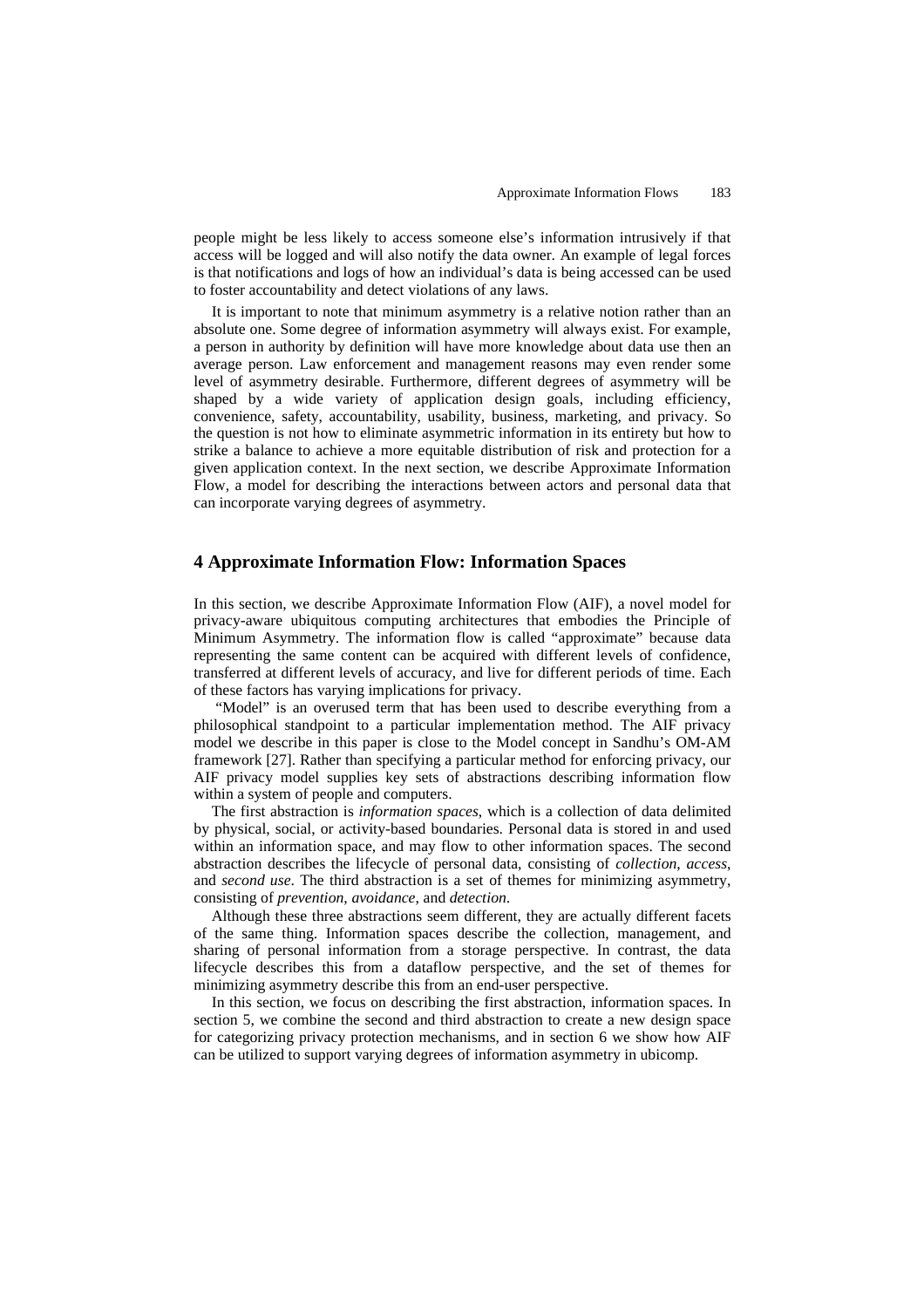people might be less likely to access someone else's information intrusively if that access will be logged and will also notify the data owner. An example of legal forces is that notifications and logs of how an individual's data is being accessed can be used to foster accountability and detect violations of any laws.

It is important to note that minimum asymmetry is a relative notion rather than an absolute one. Some degree of information asymmetry will always exist. For example, a person in authority by definition will have more knowledge about data use then an average person. Law enforcement and management reasons may even render some level of asymmetry desirable. Furthermore, different degrees of asymmetry will be shaped by a wide variety of application design goals, including efficiency, convenience, safety, accountability, usability, business, marketing, and privacy. So the question is not how to eliminate asymmetric information in its entirety but how to strike a balance to achieve a more equitable distribution of risk and protection for a given application context. In the next section, we describe Approximate Information Flow, a model for describing the interactions between actors and personal data that can incorporate varying degrees of asymmetry.

## 4 Approximate Information Flow: Information Spaces

In this section, we describe Approximate Information Flow (AIF), a novel model for privacy-aware ubiquitous computing architectures that embodies the Principle of Minimum Asymmetry. The information flow is called "approximate" because data representing the same content can be acquired with different levels of confidence, transferred at different levels of accuracy, and live for different periods of time. Each of these factors has varying implications for privacy.

"Model" is an overused term that has been used to describe everything from a philosophical standpoint to a particular implementation method. The AIF privacy model we describe in this paper is close to the Model concept in Sandhu's OM-AM framework [27]. Rather than specifying a particular method for enforcing privacy, our AIF privacy model supplies key sets of abstractions describing information flow within a system of people and computers.

The first abstraction is *information spaces*, which is a collection of data delimited by physical, social, or activity-based boundaries. Personal data is stored in and used within an information space, and may flow to other information spaces. The second abstraction describes the lifecycle of personal data, consisting of *collection*, *access*, and *second use*. The third abstraction is a set of themes for minimizing asymmetry, consisting of *prevention*, *avoidance*, and *detection*.

Although these three abstractions seem different, they are actually different facets of the same thing. Information spaces describe the collection, management, and sharing of personal information from a storage perspective. In contrast, the data lifecycle describes this from a dataflow perspective, and the set of themes for minimizing asymmetry describe this from an end-user perspective.

In this section, we focus on describing the first abstraction, information spaces. In section 5, we combine the second and third abstraction to create a new design space for categorizing privacy protection mechanisms, and in section 6 we show how AIF can be utilized to support varying degrees of information asymmetry in ubicomp.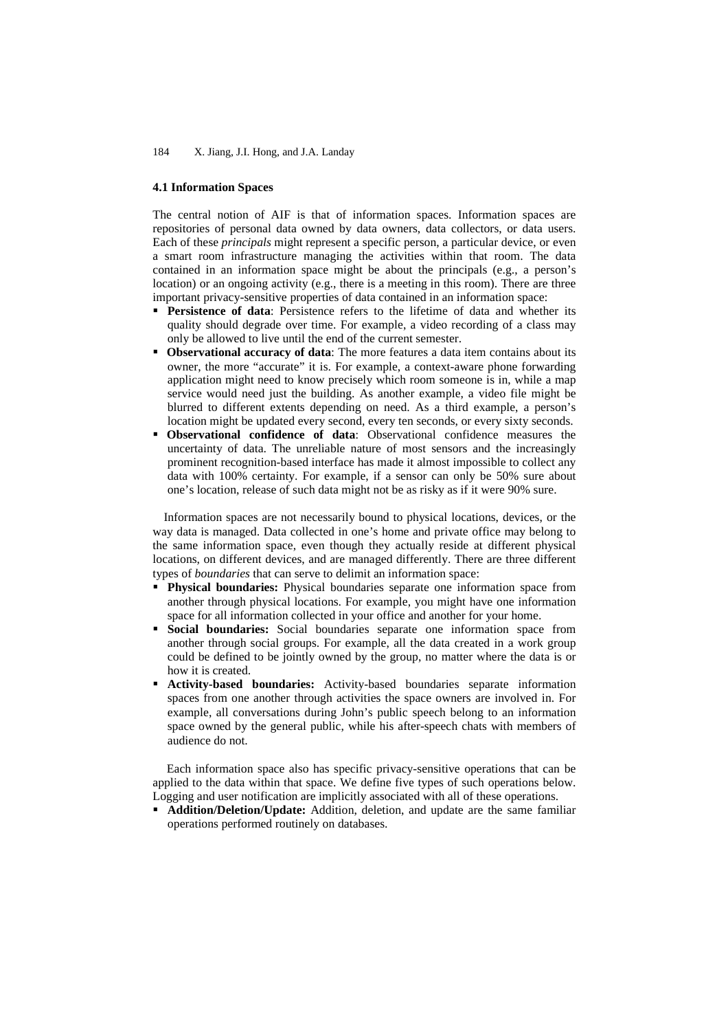### 4.1 Information Spaces

The central notion of AIF is that of information spaces. Information spaces are repositories of personal data owned by data owners, data collectors, or data users. Each of these *principals* might represent a specific person, a particular device, or even a smart room infrastructure managing the activities within that room. The data contained in an information space might be about the principals (e.g., a person's location) or an ongoing activity (e.g., there is a meeting in this room). There are three important privacy-sensitive properties of data contained in an information space:

- **Persistence of data**: Persistence refers to the lifetime of data and whether its quality should degrade over time. For example, a video recording of a class may only be allowed to live until the end of the current semester.
- **Observational accuracy of data**: The more features a data item contains about its owner, the more "accurate" it is. For example, a context-aware phone forwarding application might need to know precisely which room someone is in, while a map service would need just the building. As another example, a video file might be blurred to different extents depending on need. As a third example, a person's location might be updated every second, every ten seconds, or every sixty seconds.
- **Observational confidence of data**: Observational confidence measures the uncertainty of data. The unreliable nature of most sensors and the increasingly prominent recognition-based interface has made it almost impossible to collect any data with 100% certainty. For example, if a sensor can only be 50% sure about one's location, release of such data might not be as risky as if it were 90% sure.

Information spaces are not necessarily bound to physical locations, devices, or the way data is managed. Data collected in one's home and private office may belong to the same information space, even though they actually reside at different physical locations, on different devices, and are managed differently. There are three different types of *boundaries* that can serve to delimit an information space:

- **Physical boundaries:** Physical boundaries separate one information space from another through physical locations. For example, you might have one information space for all information collected in your office and another for your home.
- **Social boundaries:** Social boundaries separate one information space from another through social groups. For example, all the data created in a work group could be defined to be jointly owned by the group, no matter where the data is or how it is created.
- **Activity-based boundaries:** Activity-based boundaries separate information spaces from one another through activities the space owners are involved in. For example, all conversations during John's public speech belong to an information space owned by the general public, while his after-speech chats with members of audience do not.

Each information space also has specific privacy-sensitive operations that can be applied to the data within that space. We define five types of such operations below. Logging and user notification are implicitly associated with all of these operations.

- **Addition/Deletion/Update:** Addition, deletion, and update are the same familiar operations performed routinely on databases.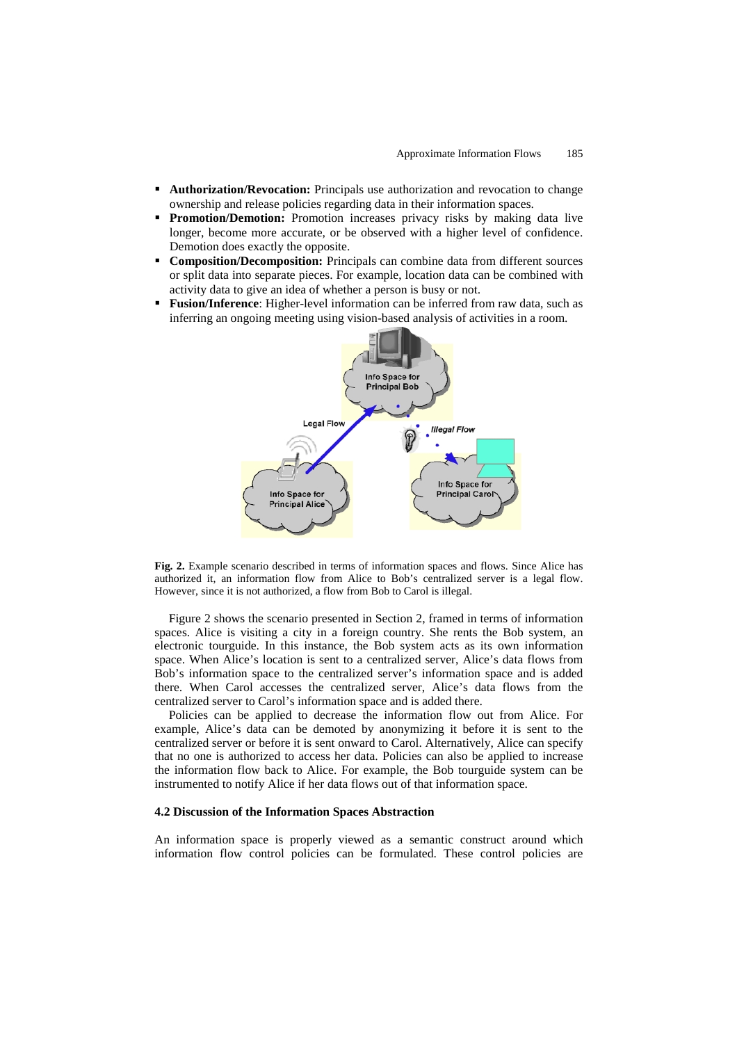- **Authorization/Revocation:** Principals use authorization and revocation to change ownership and release policies regarding data in their information spaces.
- **Promotion/Demotion:** Promotion increases privacy risks by making data live longer, become more accurate, or be observed with a higher level of confidence. Demotion does exactly the opposite.
- **Composition/Decomposition:** Principals can combine data from different sources or split data into separate pieces. For example, location data can be combined with activity data to give an idea of whether a person is busy or not.
- **Fusion/Inference**: Higher-level information can be inferred from raw data, such as inferring an ongoing meeting using vision-based analysis of activities in a room.

Info Space for Principal Bob

Legal Flow

Illegal Flow

Info Space for Principal Alice

Info Space for Principal Carol

**Fig. 2.** Example scenario described in terms of information spaces and flows. Since Alice has authorized it, an information flow from Alice to Bob's centralized server is a legal flow. However, since it is not authorized, a flow from Bob to Carol is illegal.

Figure 2 shows the scenario presented in Section 2, framed in terms of information spaces. Alice is visiting a city in a foreign country. She rents the Bob system, an electronic tourguide. In this instance, the Bob system acts as its own information space. When Alice's location is sent to a centralized server, Alice's data flows from Bob's information space to the centralized server's information space and is added there. When Carol accesses the centralized server, Alice's data flows from the centralized server to Carol's information space and is added there.

Policies can be applied to decrease the information flow out from Alice. For example, Alice's data can be demoted by anonymizing it before it is sent to the centralized server or before it is sent onward to Carol. Alternatively, Alice can specify that no one is authorized to access her data. Policies can also be applied to increase the information flow back to Alice. For example, the Bob tourguide system can be instrumented to notify Alice if her data flows out of that information space.

### 4.2 Discussion of the Information Spaces Abstraction

An information space is properly viewed as a semantic construct around which information flow control policies can be formulated. These control policies are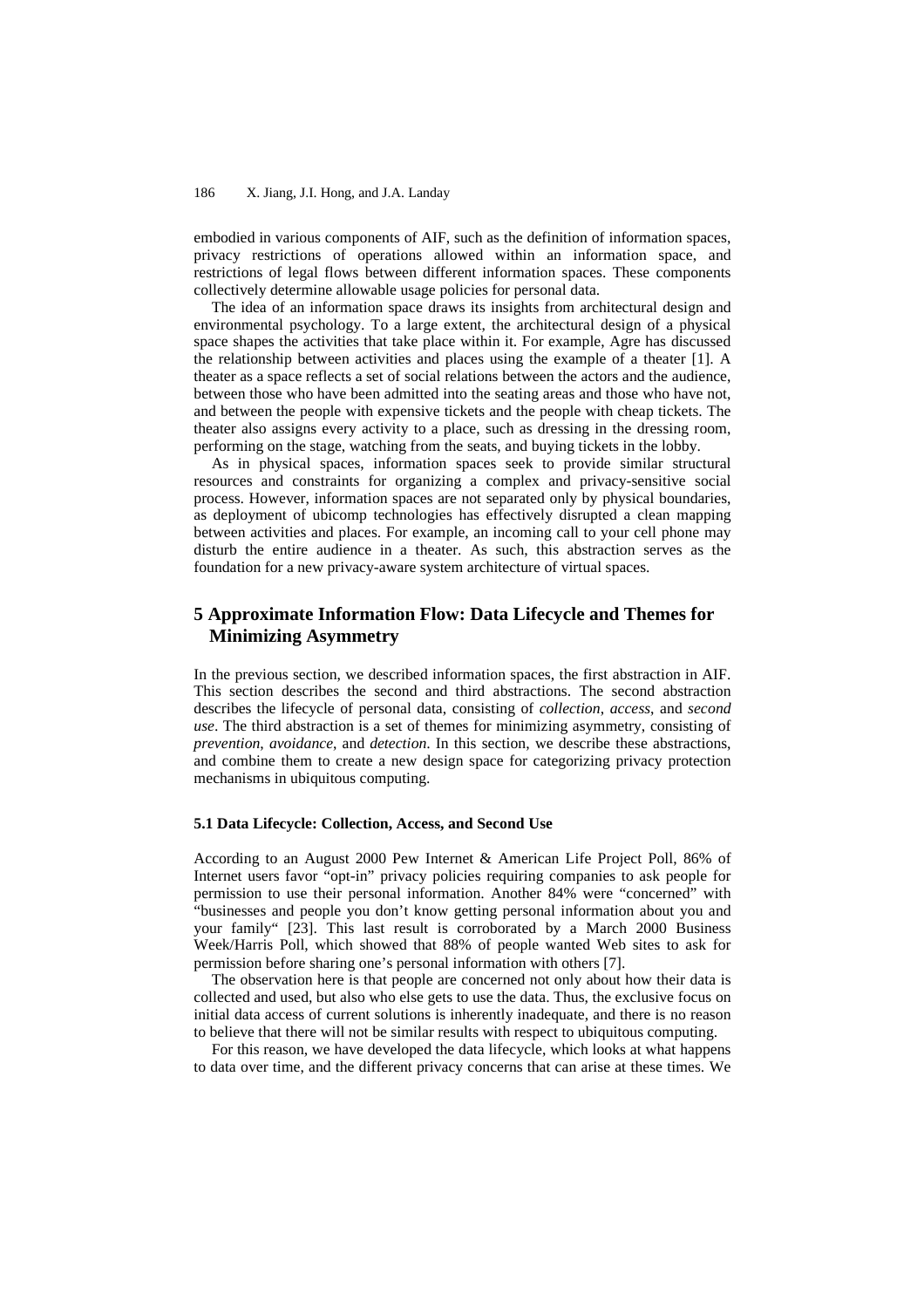embodied in various components of AIF, such as the definition of information spaces, privacy restrictions of operations allowed within an information space, and restrictions of legal flows between different information spaces. These components collectively determine allowable usage policies for personal data.

The idea of an information space draws its insights from architectural design and environmental psychology. To a large extent, the architectural design of a physical space shapes the activities that take place within it. For example, Agre has discussed the relationship between activities and places using the example of a theater [1]. A theater as a space reflects a set of social relations between the actors and the audience, between those who have been admitted into the seating areas and those who have not, and between the people with expensive tickets and the people with cheap tickets. The theater also assigns every activity to a place, such as dressing in the dressing room, performing on the stage, watching from the seats, and buying tickets in the lobby.

As in physical spaces, information spaces seek to provide similar structural resources and constraints for organizing a complex and privacy-sensitive social process. However, information spaces are not separated only by physical boundaries, as deployment of ubicomp technologies has effectively disrupted a clean mapping between activities and places. For example, an incoming call to your cell phone may disturb the entire audience in a theater. As such, this abstraction serves as the foundation for a new privacy-aware system architecture of virtual spaces.

## 5 Approximate Information Flow: Data Lifecycle and Themes for Minimizing Asymmetry

In the previous section, we described information spaces, the first abstraction in AIF. This section describes the second and third abstractions. The second abstraction describes the lifecycle of personal data, consisting of *collection*, *access*, and *second use*. The third abstraction is a set of themes for minimizing asymmetry, consisting of *prevention*, *avoidance*, and *detection*. In this section, we describe these abstractions, and combine them to create a new design space for categorizing privacy protection mechanisms in ubiquitous computing.

### 5.1 Data Lifecycle: Collection, Access, and Second Use

According to an August 2000 Pew Internet & American Life Project Poll, 86% of Internet users favor "opt-in" privacy policies requiring companies to ask people for permission to use their personal information. Another 84% were "concerned" with "businesses and people you don't know getting personal information about you and your family" [23]. This last result is corroborated by a March 2000 Business Week/Harris Poll, which showed that 88% of people wanted Web sites to ask for permission before sharing one's personal information with others [7].

The observation here is that people are concerned not only about how their data is collected and used, but also who else gets to use the data. Thus, the exclusive focus on initial data access of current solutions is inherently inadequate, and there is no reason to believe that there will not be similar results with respect to ubiquitous computing.

For this reason, we have developed the data lifecycle, which looks at what happens to data over time, and the different privacy concerns that can arise at these times. We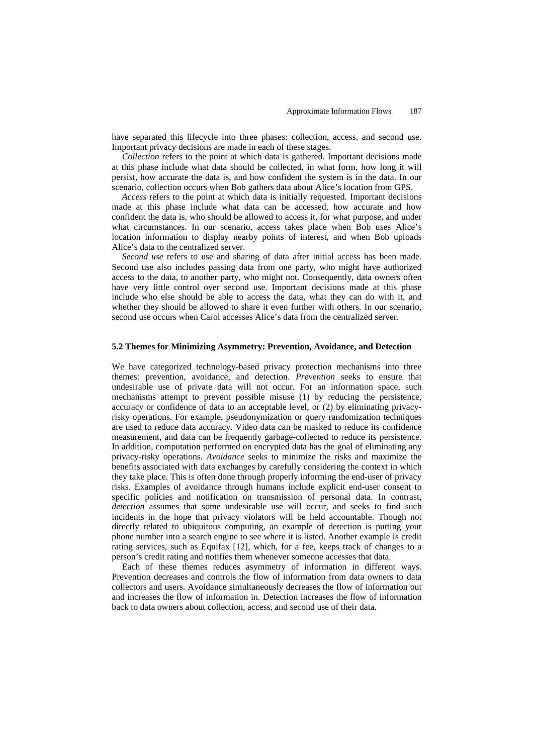have separated this lifecycle into three phases: collection, access, and second use. Important privacy decisions are made in each of these stages.

*Collection* refers to the point at which data is gathered. Important decisions made at this phase include what data should be collected, in what form, how long it will persist, how accurate the data is, and how confident the system is in the data. In our scenario, collection occurs when Bob gathers data about Alice's location from GPS.

*Access* refers to the point at which data is initially requested. Important decisions made at this phase include what data can be accessed, how accurate and how confident the data is, who should be allowed to access it, for what purpose, and under what circumstances. In our scenario, access takes place when Bob uses Alice's location information to display nearby points of interest, and when Bob uploads Alice's data to the centralized server.

*Second use* refers to use and sharing of data after initial access has been made. Second use also includes passing data from one party, who might have authorized access to the data, to another party, who might not. Consequently, data owners often have very little control over second use. Important decisions made at this phase include who else should be able to access the data, what they can do with it, and whether they should be allowed to share it even further with others. In our scenario, second use occurs when Carol accesses Alice's data from the centralized server.

### 5.2 Themes for Minimizing Asymmetry: Prevention, Avoidance, and Detection

We have categorized technology-based privacy protection mechanisms into three themes: prevention, avoidance, and detection. *Prevention* seeks to ensure that undesirable use of private data will not occur. For an information space, such mechanisms attempt to prevent possible misuse (1) by reducing the persistence, accuracy or confidence of data to an acceptable level, or (2) by eliminating privacy-risky operations. For example, pseudonymization or query randomization techniques are used to reduce data accuracy. Video data can be masked to reduce its confidence measurement, and data can be frequently garbage-collected to reduce its persistence. In addition, computation performed on encrypted data has the goal of eliminating any privacy-risky operations. *Avoidance* seeks to minimize the risks and maximize the benefits associated with data exchanges by carefully considering the context in which they take place. This is often done through properly informing the end-user of privacy risks. Examples of avoidance through humans include explicit end-user consent to specific policies and notification on transmission of personal data. In contrast, *detection* assumes that some undesirable use will occur, and seeks to find such incidents in the hope that privacy violators will be held accountable. Though not directly related to ubiquitous computing, an example of detection is putting your phone number into a search engine to see where it is listed. Another example is credit rating services, such as Equifax [12], which, for a fee, keeps track of changes to a person's credit rating and notifies them whenever someone accesses that data.

Each of these themes reduces asymmetry of information in different ways. Prevention decreases and controls the flow of information from data owners to data collectors and users. Avoidance simultaneously decreases the flow of information out and increases the flow of information in. Detection increases the flow of information back to data owners about collection, access, and second use of their data.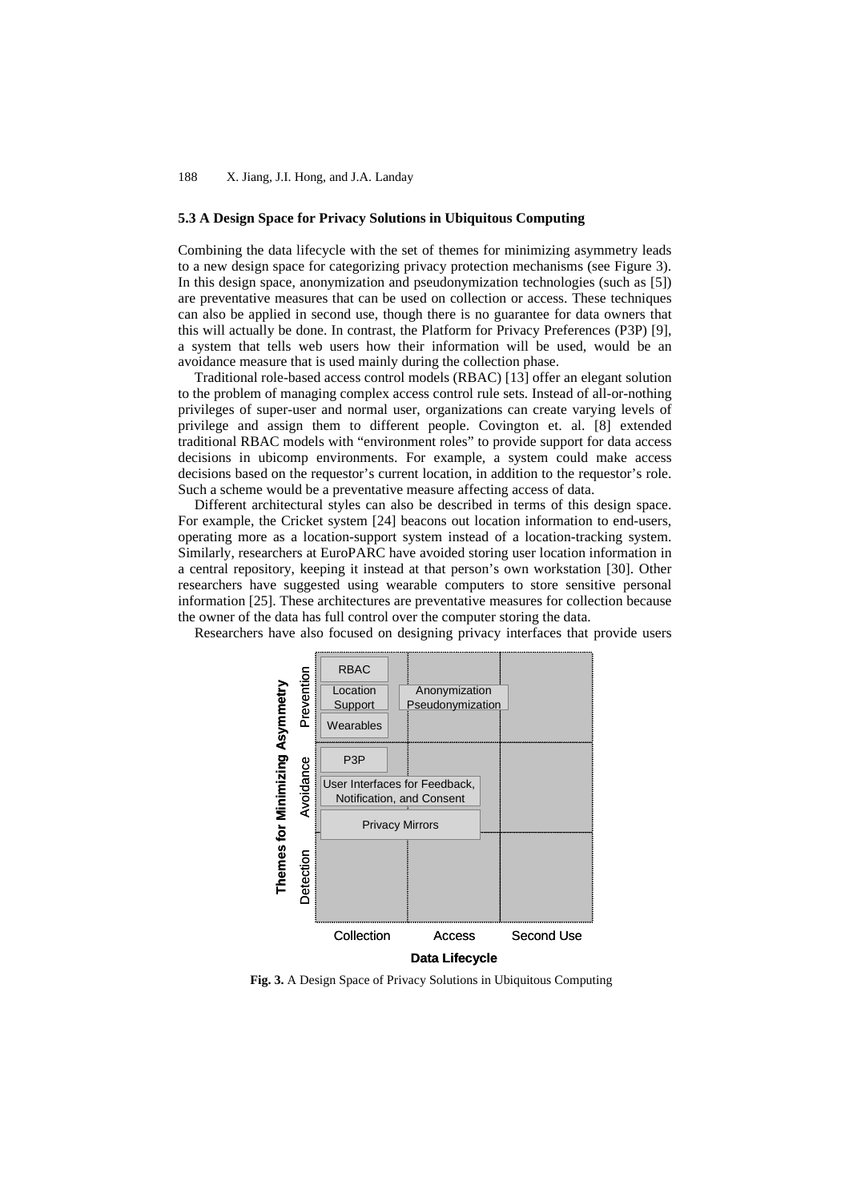### 5.3 A Design Space for Privacy Solutions in Ubiquitous Computing

Combining the data lifecycle with the set of themes for minimizing asymmetry leads to a new design space for categorizing privacy protection mechanisms (see Figure 3). In this design space, anonymization and pseudonymization technologies (such as [5]) are preventative measures that can be used on collection or access. These techniques can also be applied in second use, though there is no guarantee for data owners that this will actually be done. In contrast, the Platform for Privacy Preferences (P3P) [9], a system that tells web users how their information will be used, would be an avoidance measure that is used mainly during the collection phase.

Traditional role-based access control models (RBAC) [13] offer an elegant solution to the problem of managing complex access control rule sets. Instead of all-or-nothing privileges of super-user and normal user, organizations can create varying levels of privilege and assign them to different people. Covington et. al. [8] extended traditional RBAC models with "environment roles" to provide support for data access decisions in ubicomp environments. For example, a system could make access decisions based on the requestor's current location, in addition to the requestor's role. Such a scheme would be a preventative measure affecting access of data.

Different architectural styles can also be described in terms of this design space. For example, the Cricket system [24] beacons out location information to end-users, operating more as a location-support system instead of a location-tracking system. Similarly, researchers at EuroPARC have avoided storing user location information in a central repository, keeping it instead at that person's own workstation [30]. Other researchers have suggested using wearable computers to store sensitive personal information [25]. These architectures are preventative measures for collection because the owner of the data has full control over the computer storing the data.

Researchers have also focused on designing privacy interfaces that provide users

| Themes for Minimizing Asymmetry | Collection | Access | Second Use |
|---|---|---|---|
| Prevention | RBAC; Location Support; Wearables | Anonymization / Pseudonymization (spanning Collection–Access) | |
| Avoidance | P3P; User Interfaces for Feedback, Notification, and Consent (spanning Collection–Access); Privacy Mirrors (spanning Collection–Access) | | |
| Detection | | | |

Data Lifecycle

**Fig. 3.** A Design Space of Privacy Solutions in Ubiquitous Computing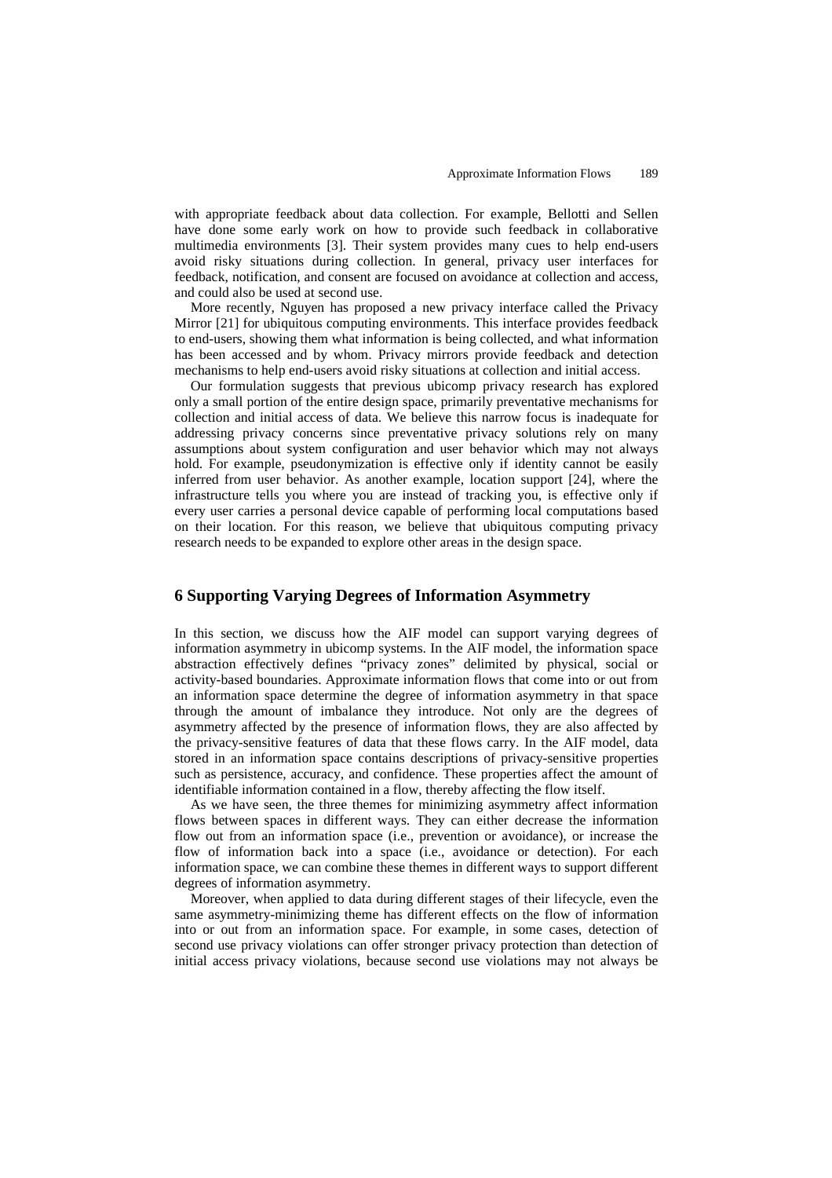with appropriate feedback about data collection. For example, Bellotti and Sellen have done some early work on how to provide such feedback in collaborative multimedia environments [3]. Their system provides many cues to help end-users avoid risky situations during collection. In general, privacy user interfaces for feedback, notification, and consent are focused on avoidance at collection and access, and could also be used at second use.

More recently, Nguyen has proposed a new privacy interface called the Privacy Mirror [21] for ubiquitous computing environments. This interface provides feedback to end-users, showing them what information is being collected, and what information has been accessed and by whom. Privacy mirrors provide feedback and detection mechanisms to help end-users avoid risky situations at collection and initial access.

Our formulation suggests that previous ubicomp privacy research has explored only a small portion of the entire design space, primarily preventative mechanisms for collection and initial access of data. We believe this narrow focus is inadequate for addressing privacy concerns since preventative privacy solutions rely on many assumptions about system configuration and user behavior which may not always hold. For example, pseudonymization is effective only if identity cannot be easily inferred from user behavior. As another example, location support [24], where the infrastructure tells you where you are instead of tracking you, is effective only if every user carries a personal device capable of performing local computations based on their location. For this reason, we believe that ubiquitous computing privacy research needs to be expanded to explore other areas in the design space.

## 6 Supporting Varying Degrees of Information Asymmetry

In this section, we discuss how the AIF model can support varying degrees of information asymmetry in ubicomp systems. In the AIF model, the information space abstraction effectively defines "privacy zones" delimited by physical, social or activity-based boundaries. Approximate information flows that come into or out from an information space determine the degree of information asymmetry in that space through the amount of imbalance they introduce. Not only are the degrees of asymmetry affected by the presence of information flows, they are also affected by the privacy-sensitive features of data that these flows carry. In the AIF model, data stored in an information space contains descriptions of privacy-sensitive properties such as persistence, accuracy, and confidence. These properties affect the amount of identifiable information contained in a flow, thereby affecting the flow itself.

As we have seen, the three themes for minimizing asymmetry affect information flows between spaces in different ways. They can either decrease the information flow out from an information space (i.e., prevention or avoidance), or increase the flow of information back into a space (i.e., avoidance or detection). For each information space, we can combine these themes in different ways to support different degrees of information asymmetry.

Moreover, when applied to data during different stages of their lifecycle, even the same asymmetry-minimizing theme has different effects on the flow of information into or out from an information space. For example, in some cases, detection of second use privacy violations can offer stronger privacy protection than detection of initial access privacy violations, because second use violations may not always be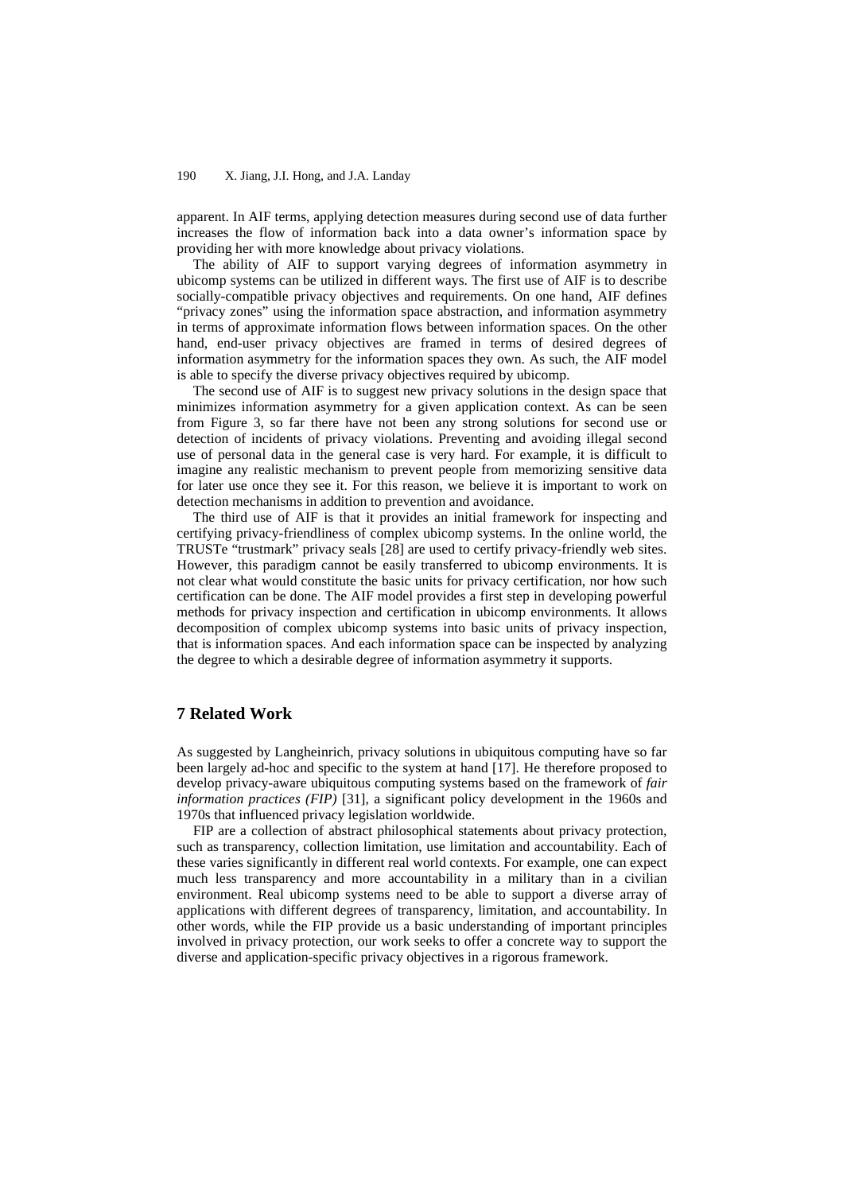apparent. In AIF terms, applying detection measures during second use of data further increases the flow of information back into a data owner's information space by providing her with more knowledge about privacy violations.

The ability of AIF to support varying degrees of information asymmetry in ubicomp systems can be utilized in different ways. The first use of AIF is to describe socially-compatible privacy objectives and requirements. On one hand, AIF defines "privacy zones" using the information space abstraction, and information asymmetry in terms of approximate information flows between information spaces. On the other hand, end-user privacy objectives are framed in terms of desired degrees of information asymmetry for the information spaces they own. As such, the AIF model is able to specify the diverse privacy objectives required by ubicomp.

The second use of AIF is to suggest new privacy solutions in the design space that minimizes information asymmetry for a given application context. As can be seen from Figure 3, so far there have not been any strong solutions for second use or detection of incidents of privacy violations. Preventing and avoiding illegal second use of personal data in the general case is very hard. For example, it is difficult to imagine any realistic mechanism to prevent people from memorizing sensitive data for later use once they see it. For this reason, we believe it is important to work on detection mechanisms in addition to prevention and avoidance.

The third use of AIF is that it provides an initial framework for inspecting and certifying privacy-friendliness of complex ubicomp systems. In the online world, the TRUSTe "trustmark" privacy seals [28] are used to certify privacy-friendly web sites. However, this paradigm cannot be easily transferred to ubicomp environments. It is not clear what would constitute the basic units for privacy certification, nor how such certification can be done. The AIF model provides a first step in developing powerful methods for privacy inspection and certification in ubicomp environments. It allows decomposition of complex ubicomp systems into basic units of privacy inspection, that is information spaces. And each information space can be inspected by analyzing the degree to which a desirable degree of information asymmetry it supports.

## 7 Related Work

As suggested by Langheinrich, privacy solutions in ubiquitous computing have so far been largely ad-hoc and specific to the system at hand [17]. He therefore proposed to develop privacy-aware ubiquitous computing systems based on the framework of *fair information practices (FIP)* [31], a significant policy development in the 1960s and 1970s that influenced privacy legislation worldwide.

FIP are a collection of abstract philosophical statements about privacy protection, such as transparency, collection limitation, use limitation and accountability. Each of these varies significantly in different real world contexts. For example, one can expect much less transparency and more accountability in a military than in a civilian environment. Real ubicomp systems need to be able to support a diverse array of applications with different degrees of transparency, limitation, and accountability. In other words, while the FIP provide us a basic understanding of important principles involved in privacy protection, our work seeks to offer a concrete way to support the diverse and application-specific privacy objectives in a rigorous framework.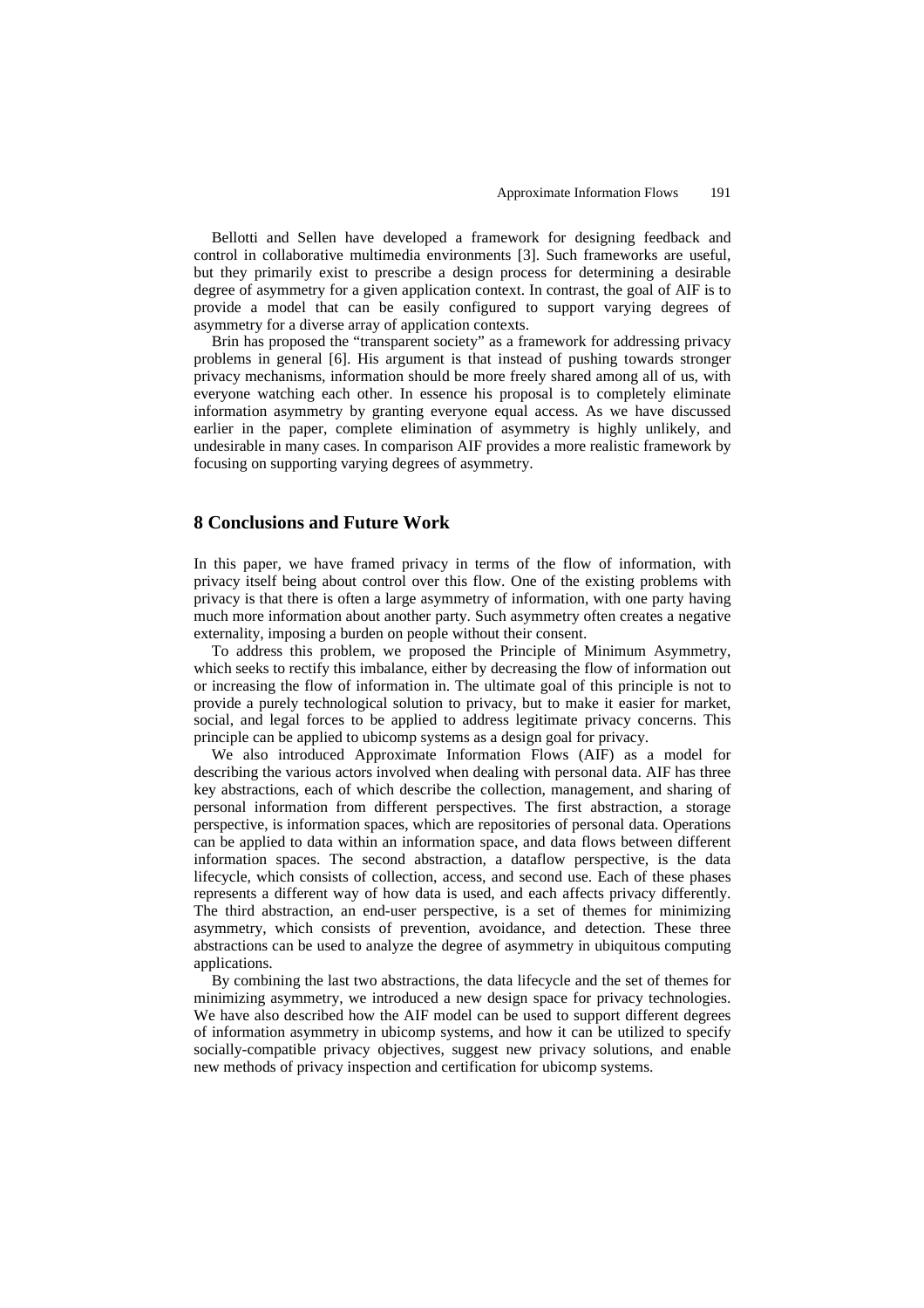Bellotti and Sellen have developed a framework for designing feedback and control in collaborative multimedia environments [3]. Such frameworks are useful, but they primarily exist to prescribe a design process for determining a desirable degree of asymmetry for a given application context. In contrast, the goal of AIF is to provide a model that can be easily configured to support varying degrees of asymmetry for a diverse array of application contexts.

Brin has proposed the "transparent society" as a framework for addressing privacy problems in general [6]. His argument is that instead of pushing towards stronger privacy mechanisms, information should be more freely shared among all of us, with everyone watching each other. In essence his proposal is to completely eliminate information asymmetry by granting everyone equal access. As we have discussed earlier in the paper, complete elimination of asymmetry is highly unlikely, and undesirable in many cases. In comparison AIF provides a more realistic framework by focusing on supporting varying degrees of asymmetry.

## 8 Conclusions and Future Work

In this paper, we have framed privacy in terms of the flow of information, with privacy itself being about control over this flow. One of the existing problems with privacy is that there is often a large asymmetry of information, with one party having much more information about another party. Such asymmetry often creates a negative externality, imposing a burden on people without their consent.

To address this problem, we proposed the Principle of Minimum Asymmetry, which seeks to rectify this imbalance, either by decreasing the flow of information out or increasing the flow of information in. The ultimate goal of this principle is not to provide a purely technological solution to privacy, but to make it easier for market, social, and legal forces to be applied to address legitimate privacy concerns. This principle can be applied to ubicomp systems as a design goal for privacy.

We also introduced Approximate Information Flows (AIF) as a model for describing the various actors involved when dealing with personal data. AIF has three key abstractions, each of which describe the collection, management, and sharing of personal information from different perspectives. The first abstraction, a storage perspective, is information spaces, which are repositories of personal data. Operations can be applied to data within an information space, and data flows between different information spaces. The second abstraction, a dataflow perspective, is the data lifecycle, which consists of collection, access, and second use. Each of these phases represents a different way of how data is used, and each affects privacy differently. The third abstraction, an end-user perspective, is a set of themes for minimizing asymmetry, which consists of prevention, avoidance, and detection. These three abstractions can be used to analyze the degree of asymmetry in ubiquitous computing applications.

By combining the last two abstractions, the data lifecycle and the set of themes for minimizing asymmetry, we introduced a new design space for privacy technologies. We have also described how the AIF model can be used to support different degrees of information asymmetry in ubicomp systems, and how it can be utilized to specify socially-compatible privacy objectives, suggest new privacy solutions, and enable new methods of privacy inspection and certification for ubicomp systems.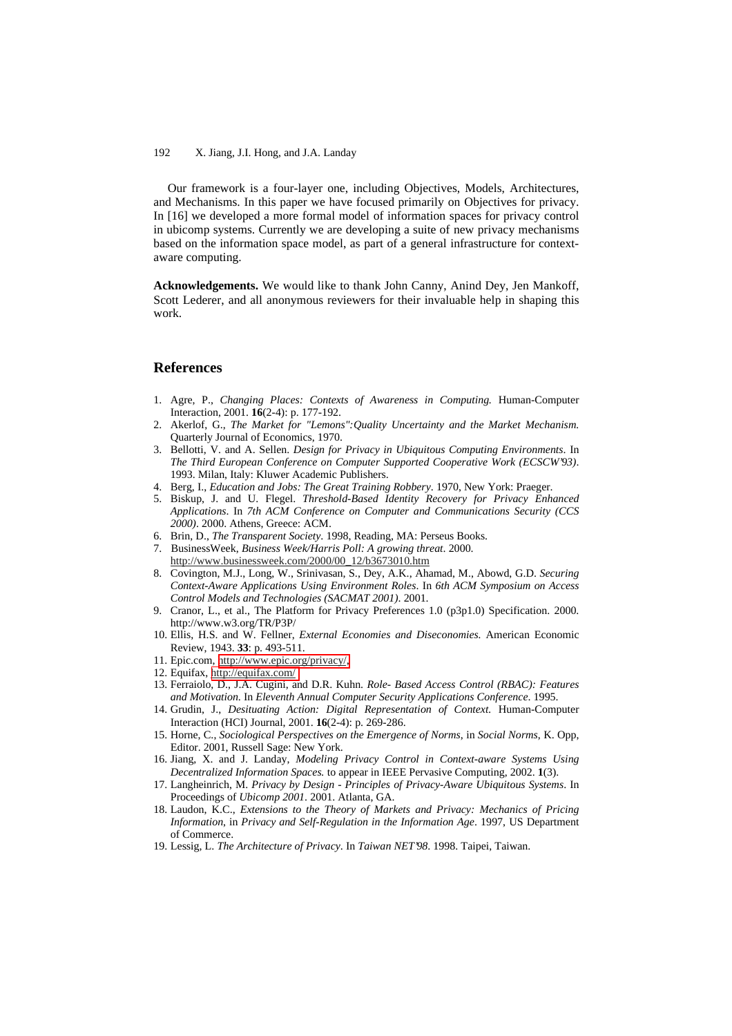Our framework is a four-layer one, including Objectives, Models, Architectures, and Mechanisms. In this paper we have focused primarily on Objectives for privacy. In [16] we developed a more formal model of information spaces for privacy control in ubicomp systems. Currently we are developing a suite of new privacy mechanisms based on the information space model, as part of a general infrastructure for context-aware computing.

**Acknowledgements.** We would like to thank John Canny, Anind Dey, Jen Mankoff, Scott Lederer, and all anonymous reviewers for their invaluable help in shaping this work.

## References

1. Agre, P., *Changing Places: Contexts of Awareness in Computing.* Human-Computer Interaction, 2001. **16**(2-4): p. 177-192.
2. Akerlof, G., *The Market for "Lemons":Quality Uncertainty and the Market Mechanism.* Quarterly Journal of Economics, 1970.
3. Bellotti, V. and A. Sellen. *Design for Privacy in Ubiquitous Computing Environments*. In *The Third European Conference on Computer Supported Cooperative Work (ECSCW'93)*. 1993. Milan, Italy: Kluwer Academic Publishers.
4. Berg, I., *Education and Jobs: The Great Training Robbery*. 1970, New York: Praeger.
5. Biskup, J. and U. Flegel. *Threshold-Based Identity Recovery for Privacy Enhanced Applications*. In *7th ACM Conference on Computer and Communications Security (CCS 2000)*. 2000. Athens, Greece: ACM.
6. Brin, D., *The Transparent Society*. 1998, Reading, MA: Perseus Books.
7. BusinessWeek, *Business Week/Harris Poll: A growing threat*. 2000. http://www.businessweek.com/2000/00_12/b3673010.htm
8. Covington, M.J., Long, W., Srinivasan, S., Dey, A.K., Ahamad, M., Abowd, G.D. *Securing Context-Aware Applications Using Environment Roles*. In *6th ACM Symposium on Access Control Models and Technologies (SACMAT 2001)*. 2001.
9. Cranor, L., et al., The Platform for Privacy Preferences 1.0 (p3p1.0) Specification. 2000. http://www.w3.org/TR/P3P/
10. Ellis, H.S. and W. Fellner, *External Economies and Diseconomies.* American Economic Review, 1943. **33**: p. 493-511.
11. Epic.com, http://www.epic.org/privacy/.
12. Equifax, http://equifax.com/
13. Ferraiolo, D., J.A. Cugini, and D.R. Kuhn. *Role- Based Access Control (RBAC): Features and Motivation*. In *Eleventh Annual Computer Security Applications Conference*. 1995.
14. Grudin, J., *Desituating Action: Digital Representation of Context.* Human-Computer Interaction (HCI) Journal, 2001. **16**(2-4): p. 269-286.
15. Horne, C., *Sociological Perspectives on the Emergence of Norms*, in *Social Norms*, K. Opp, Editor. 2001, Russell Sage: New York.
16. Jiang, X. and J. Landay, *Modeling Privacy Control in Context-aware Systems Using Decentralized Information Spaces.* to appear in IEEE Pervasive Computing, 2002. **1**(3).
17. Langheinrich, M. *Privacy by Design - Principles of Privacy-Aware Ubiquitous Systems*. In Proceedings of *Ubicomp 2001*. 2001. Atlanta, GA.
18. Laudon, K.C., *Extensions to the Theory of Markets and Privacy: Mechanics of Pricing Information*, in *Privacy and Self-Regulation in the Information Age*. 1997, US Department of Commerce.
19. Lessig, L. *The Architecture of Privacy*. In *Taiwan NET'98*. 1998. Taipei, Taiwan.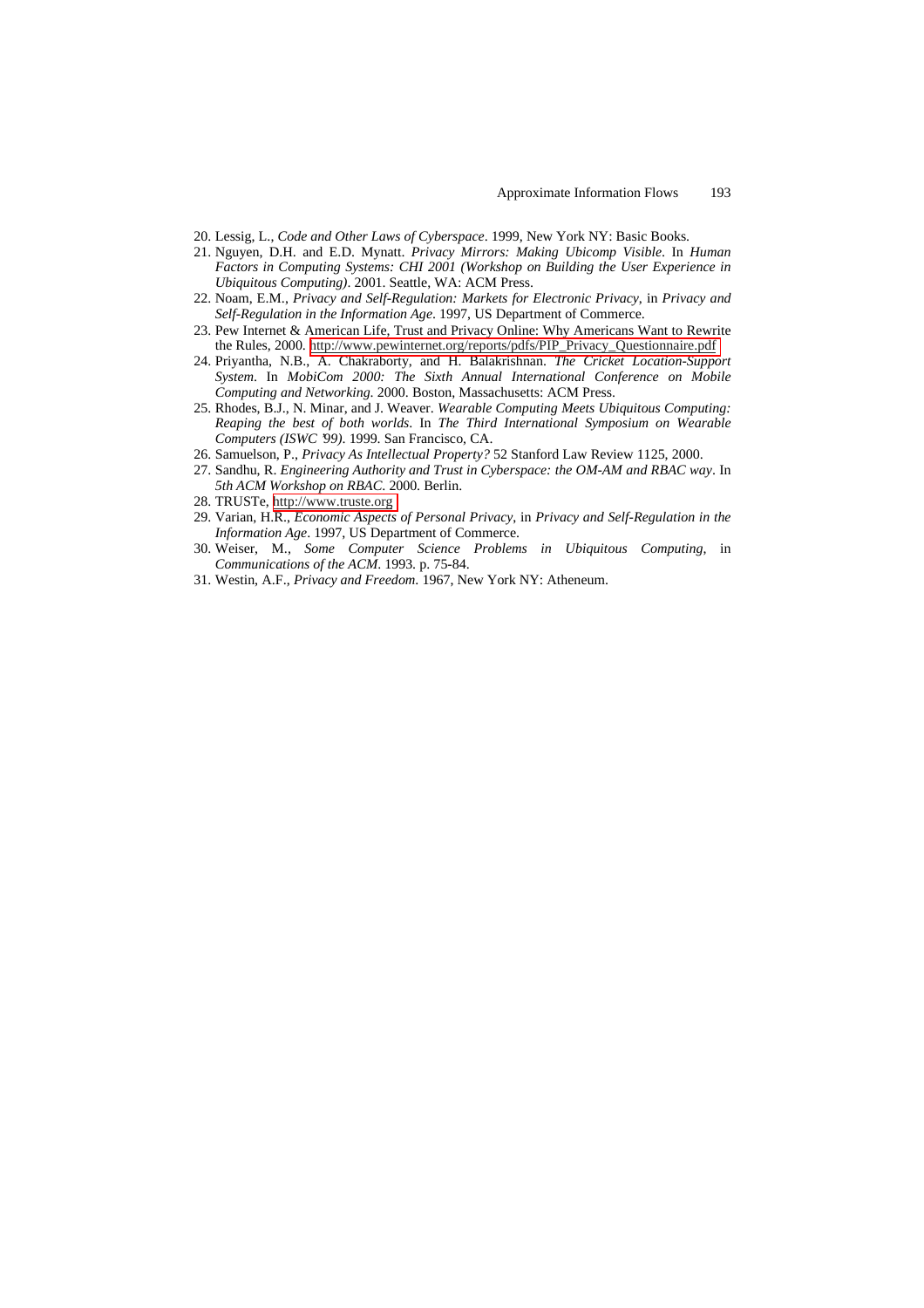20. Lessig, L., *Code and Other Laws of Cyberspace*. 1999, New York NY: Basic Books.
21. Nguyen, D.H. and E.D. Mynatt. *Privacy Mirrors: Making Ubicomp Visible*. In *Human Factors in Computing Systems: CHI 2001 (Workshop on Building the User Experience in Ubiquitous Computing)*. 2001. Seattle, WA: ACM Press.
22. Noam, E.M., *Privacy and Self-Regulation: Markets for Electronic Privacy*, in *Privacy and Self-Regulation in the Information Age*. 1997, US Department of Commerce.
23. Pew Internet & American Life, Trust and Privacy Online: Why Americans Want to Rewrite the Rules, 2000. http://www.pewinternet.org/reports/pdfs/PIP_Privacy_Questionnaire.pdf
24. Priyantha, N.B., A. Chakraborty, and H. Balakrishnan. *The Cricket Location-Support System*. In *MobiCom 2000: The Sixth Annual International Conference on Mobile Computing and Networking*. 2000. Boston, Massachusetts: ACM Press.
25. Rhodes, B.J., N. Minar, and J. Weaver. *Wearable Computing Meets Ubiquitous Computing: Reaping the best of both worlds*. In *The Third International Symposium on Wearable Computers (ISWC '99)*. 1999. San Francisco, CA.
26. Samuelson, P., *Privacy As Intellectual Property?* 52 Stanford Law Review 1125, 2000.
27. Sandhu, R. *Engineering Authority and Trust in Cyberspace: the OM-AM and RBAC way*. In *5th ACM Workshop on RBAC*. 2000. Berlin.
28. TRUSTe, http://www.truste.org
29. Varian, H.R., *Economic Aspects of Personal Privacy*, in *Privacy and Self-Regulation in the Information Age*. 1997, US Department of Commerce.
30. Weiser, M., *Some Computer Science Problems in Ubiquitous Computing*, in *Communications of the ACM*. 1993. p. 75-84.
31. Westin, A.F., *Privacy and Freedom*. 1967, New York NY: Atheneum.